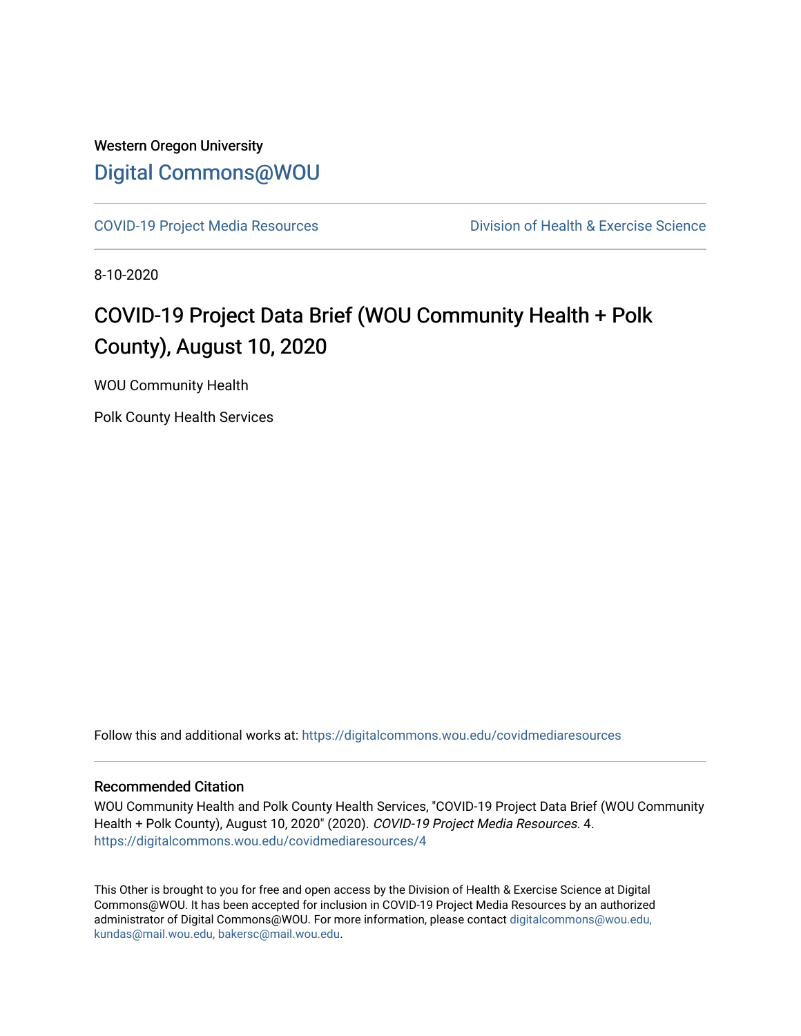Western Oregon University

# Digital Commons@WOU

COVID-19 Project Media Resources | Division of Health & Exercise Science

8-10-2020

## COVID-19 Project Data Brief (WOU Community Health + Polk County), August 10, 2020

WOU Community Health

Polk County Health Services

Follow this and additional works at: https://digitalcommons.wou.edu/covidmediaresources

### Recommended Citation

WOU Community Health and Polk County Health Services, "COVID-19 Project Data Brief (WOU Community Health + Polk County), August 10, 2020" (2020). *COVID-19 Project Media Resources*. 4.
https://digitalcommons.wou.edu/covidmediaresources/4

This Other is brought to you for free and open access by the Division of Health & Exercise Science at Digital Commons@WOU. It has been accepted for inclusion in COVID-19 Project Media Resources by an authorized administrator of Digital Commons@WOU. For more information, please contact digitalcommons@wou.edu, kundas@mail.wou.edu, bakersc@mail.wou.edu.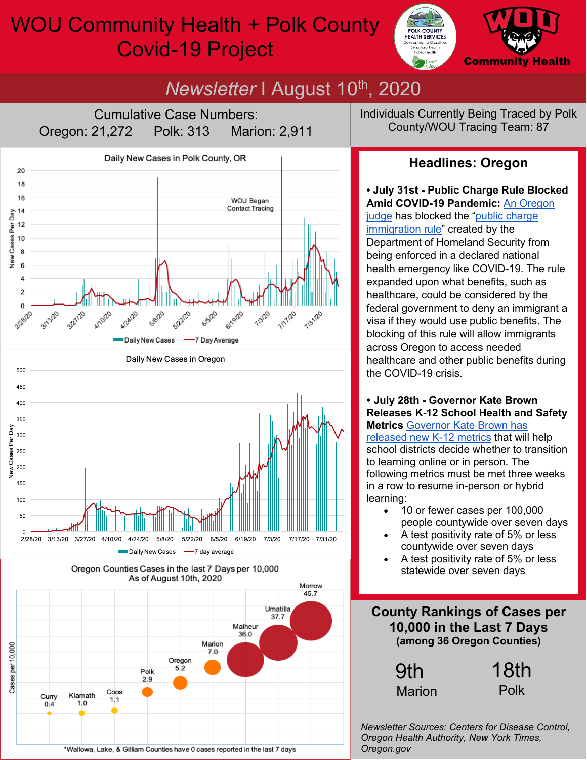# WOU Community Health + Polk County Covid-19 Project

POLK COUNTY HEALTH SERVICES
Developmental Disabilities
Behavioral Health
Public Health
Live Well

WOU Community Health

## *Newsletter* I August 10th, 2020

Cumulative Case Numbers:
Oregon: 21,272    Polk: 313    Marion: 2,911

Individuals Currently Being Traced by Polk County/WOU Tracing Team: 87

Daily New Cases in Polk County, OR

New Cases Per Day

20
18
16
14
12
10
8
6
4
2
0

WOU Began Contact Tracing

2/28/20 3/13/20 3/27/20 4/10/20 4/24/20 5/8/20 5/22/20 6/5/20 6/19/20 7/3/20 7/17/20 7/31/20

Daily New Cases — 7 Day Average

Daily New Cases in Oregon

New Cases Per Day

500
450
400
350
300
250
200
150
100
50
0

2/28/20 3/13/20 3/27/20 4/10/20 4/24/20 5/8/20 5/22/20 6/5/20 6/19/20 7/3/20 7/17/20 7/31/20

Daily New Cases — 7 day average

Oregon Counties Cases in the last 7 Days per 10,000
As of August 10th, 2020

Cases per 10,000

Curry 0.4
Klamath 1.0
Coos 1.1
Polk 2.9
Oregon 5.2
Marion 7.0
Malheur 36.0
Umatilla 37.7
Morrow 45.7

*Wallowa, Lake, & Gilliam Counties have 0 cases reported in the last 7 days

## Headlines: Oregon

**• July 31st - Public Charge Rule Blocked Amid COVID-19 Pandemic:** An Oregon judge has blocked the "public charge immigration rule" created by the Department of Homeland Security from being enforced in a declared national health emergency like COVID-19. The rule expanded upon what benefits, such as healthcare, could be considered by the federal government to deny an immigrant a visa if they would use public benefits. The blocking of this rule will allow immigrants across Oregon to access needed healthcare and other public benefits during the COVID-19 crisis.

**• July 28th - Governor Kate Brown Releases K-12 School Health and Safety Metrics** Governor Kate Brown has released new K-12 metrics that will help school districts decide whether to transition to learning online or in person. The following metrics must be met three weeks in a row to resume in-person or hybrid learning:

- 10 or fewer cases per 100,000 people countywide over seven days
- A test positivity rate of 5% or less countywide over seven days
- A test positivity rate of 5% or less statewide over seven days

## County Rankings of Cases per 10,000 in the Last 7 Days
**(among 36 Oregon Counties)**

9th
Marion

18th
Polk

*Newsletter Sources: Centers for Disease Control, Oregon Health Authority, New York Times, Oregon.gov*